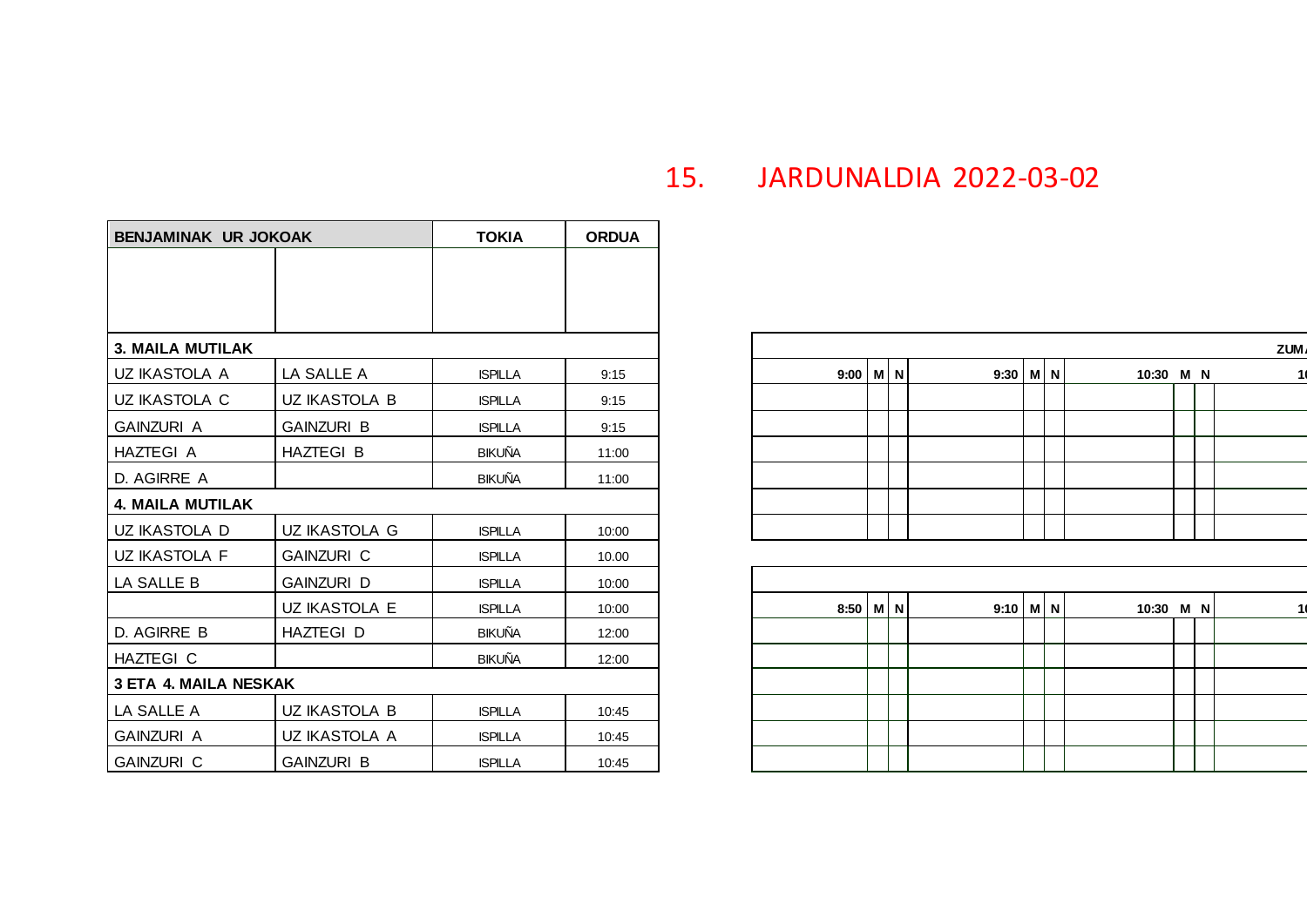# 15. JARDUNALDIA 2022-03-02

| BENJAMINAK UR JOKOAK | | TOKIA | ORDUA |
|---|---|---|---|
| | | | |
| **3. MAILA MUTILAK** | | | |
| UZ IKASTOLA A | LA SALLE A | ISPILLA | 9:15 |
| UZ IKASTOLA C | UZ IKASTOLA B | ISPILLA | 9:15 |
| GAINZURI A | GAINZURI B | ISPILLA | 9:15 |
| HAZTEGI A | HAZTEGI B | BIKUÑA | 11:00 |
| D. AGIRRE A | | BIKUÑA | 11:00 |
| **4. MAILA MUTILAK** | | | |
| UZ IKASTOLA D | UZ IKASTOLA G | ISPILLA | 10:00 |
| UZ IKASTOLA F | GAINZURI C | ISPILLA | 10.00 |
| LA SALLE B | GAINZURI D | ISPILLA | 10:00 |
| | UZ IKASTOLA E | ISPILLA | 10:00 |
| D. AGIRRE B | HAZTEGI D | BIKUÑA | 12:00 |
| HAZTEGI C | | BIKUÑA | 12:00 |
| **3 ETA 4. MAILA NESKAK** | | | |
| LA SALLE A | UZ IKASTOLA B | ISPILLA | 10:45 |
| GAINZURI A | UZ IKASTOLA A | ISPILLA | 10:45 |
| GAINZURI C | GAINZURI B | ISPILLA | 10:45 |

| ZUM... | | | | | | | | | |
|---|---|---|---|---|---|---|---|---|---|
| 9:00 | M | N | 9:30 | M | N | 10:30 | M | N | 1... |
| | | | | | | | | | |
| | | | | | | | | | |
| | | | | | | | | | |
| | | | | | | | | | |
| | | | | | | | | | |
| | | | | | | | | | |

| | | | | | | | | | |
|---|---|---|---|---|---|---|---|---|---|
| 8:50 | M | N | 9:10 | M | N | 10:30 | M | N | 1... |
| | | | | | | | | | |
| | | | | | | | | | |
| | | | | | | | | | |
| | | | | | | | | | |
| | | | | | | | | | |
| | | | | | | | | | |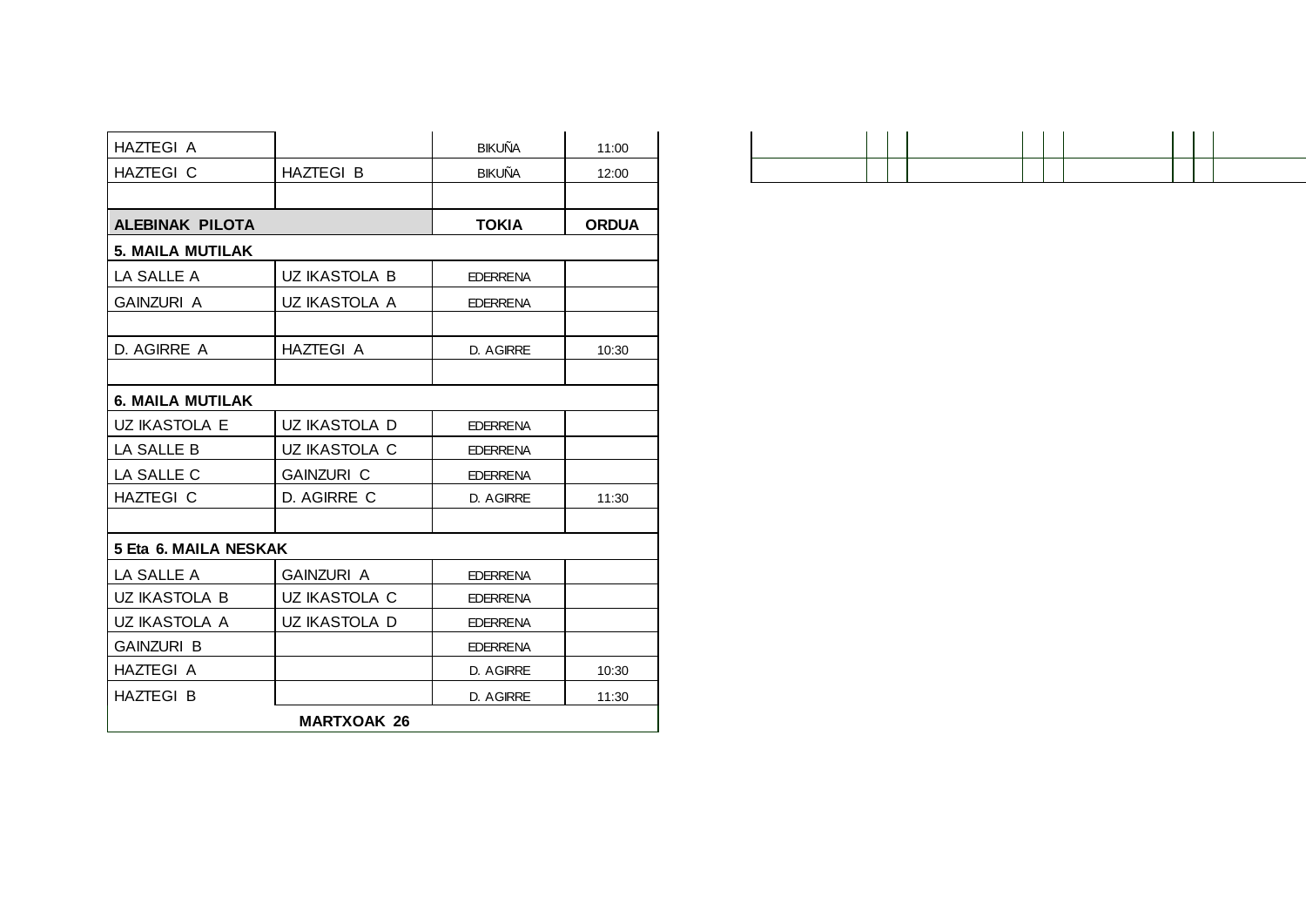| | | | |
|---|---|---|---|
| HAZTEGI A | | BIKUÑA | 11:00 |
| HAZTEGI C | HAZTEGI B | BIKUÑA | 12:00 |
| | | | |
| **ALEBINAK PILOTA** | | **TOKIA** | **ORDUA** |
| **5. MAILA MUTILAK** | | | |
| LA SALLE A | UZ IKASTOLA B | EDERRENA | |
| GAINZURI A | UZ IKASTOLA A | EDERRENA | |
| | | | |
| D. AGIRRE A | HAZTEGI A | D. AGIRRE | 10:30 |
| | | | |
| **6. MAILA MUTILAK** | | | |
| UZ IKASTOLA E | UZ IKASTOLA D | EDERRENA | |
| LA SALLE B | UZ IKASTOLA C | EDERRENA | |
| LA SALLE C | GAINZURI C | EDERRENA | |
| HAZTEGI C | D. AGIRRE C | D. AGIRRE | 11:30 |
| | | | |
| **5 Eta 6. MAILA NESKAK** | | | |
| LA SALLE A | GAINZURI A | EDERRENA | |
| UZ IKASTOLA B | UZ IKASTOLA C | EDERRENA | |
| UZ IKASTOLA A | UZ IKASTOLA D | EDERRENA | |
| GAINZURI B | | EDERRENA | |
| HAZTEGI A | | D. AGIRRE | 10:30 |
| HAZTEGI B | | D. AGIRRE | 11:30 |
| **MARTXOAK 26** | | | |